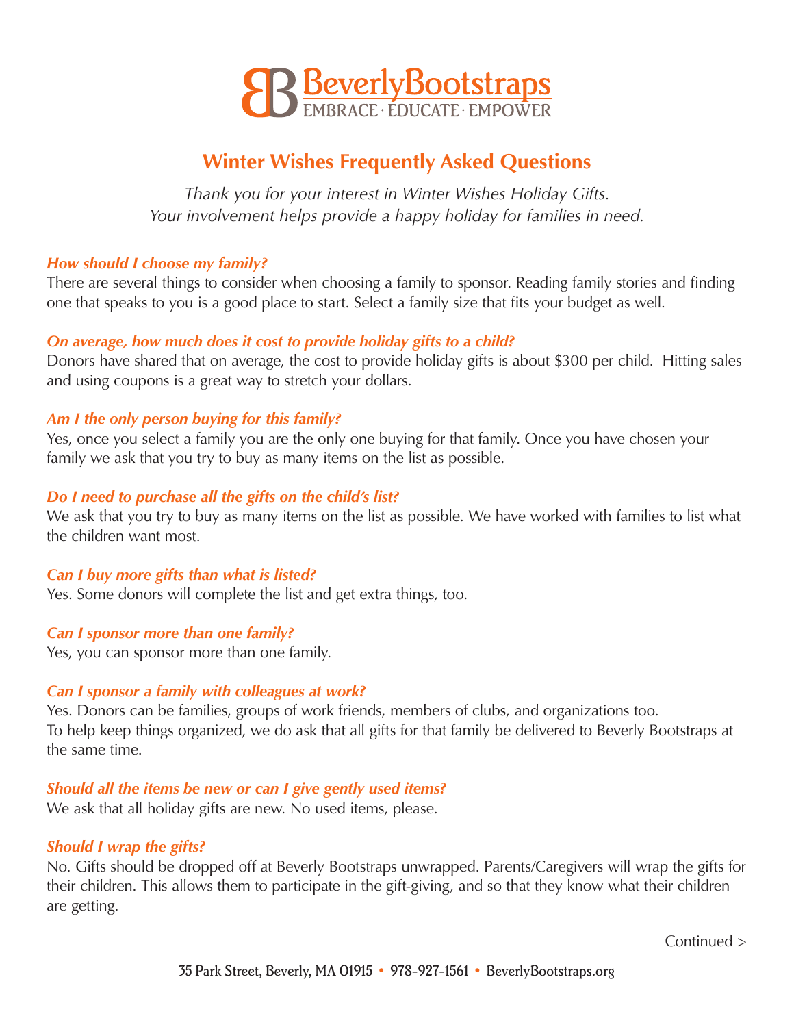# BeverlyBootstraps

EMBRACE · EDUCATE · EMPOWER

## Winter Wishes Frequently Asked Questions

*Thank you for your interest in Winter Wishes Holiday Gifts.*
*Your involvement helps provide a happy holiday for families in need.*

***How should I choose my family?***

There are several things to consider when choosing a family to sponsor. Reading family stories and finding one that speaks to you is a good place to start. Select a family size that fits your budget as well.

***On average, how much does it cost to provide holiday gifts to a child?***

Donors have shared that on average, the cost to provide holiday gifts is about $300 per child. Hitting sales and using coupons is a great way to stretch your dollars.

***Am I the only person buying for this family?***

Yes, once you select a family you are the only one buying for that family. Once you have chosen your family we ask that you try to buy as many items on the list as possible.

***Do I need to purchase all the gifts on the child's list?***

We ask that you try to buy as many items on the list as possible. We have worked with families to list what the children want most.

***Can I buy more gifts than what is listed?***

Yes. Some donors will complete the list and get extra things, too.

***Can I sponsor more than one family?***

Yes, you can sponsor more than one family.

***Can I sponsor a family with colleagues at work?***

Yes. Donors can be families, groups of work friends, members of clubs, and organizations too.
To help keep things organized, we do ask that all gifts for that family be delivered to Beverly Bootstraps at the same time.

***Should all the items be new or can I give gently used items?***

We ask that all holiday gifts are new. No used items, please.

***Should I wrap the gifts?***

No. Gifts should be dropped off at Beverly Bootstraps unwrapped. Parents/Caregivers will wrap the gifts for their children. This allows them to participate in the gift-giving, and so that they know what their children are getting.

Continued >

35 Park Street, Beverly, MA 01915 • 978-927-1561 • BeverlyBootstraps.org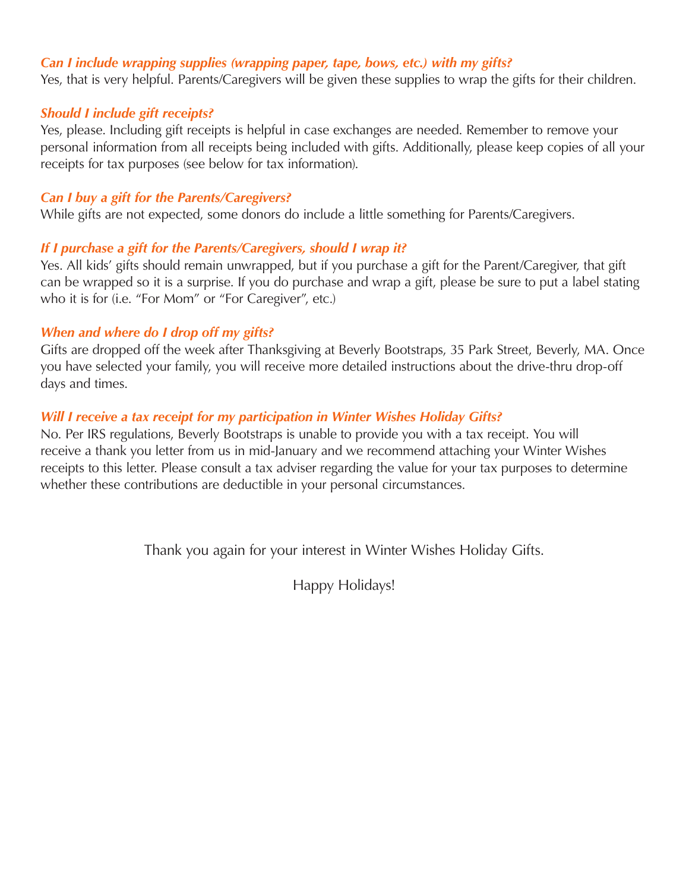***Can I include wrapping supplies (wrapping paper, tape, bows, etc.) with my gifts?***

Yes, that is very helpful. Parents/Caregivers will be given these supplies to wrap the gifts for their children.

***Should I include gift receipts?***

Yes, please. Including gift receipts is helpful in case exchanges are needed. Remember to remove your personal information from all receipts being included with gifts. Additionally, please keep copies of all your receipts for tax purposes (see below for tax information).

***Can I buy a gift for the Parents/Caregivers?***

While gifts are not expected, some donors do include a little something for Parents/Caregivers.

***If I purchase a gift for the Parents/Caregivers, should I wrap it?***

Yes. All kids' gifts should remain unwrapped, but if you purchase a gift for the Parent/Caregiver, that gift can be wrapped so it is a surprise. If you do purchase and wrap a gift, please be sure to put a label stating who it is for (i.e. "For Mom" or "For Caregiver", etc.)

***When and where do I drop off my gifts?***

Gifts are dropped off the week after Thanksgiving at Beverly Bootstraps, 35 Park Street, Beverly, MA. Once you have selected your family, you will receive more detailed instructions about the drive-thru drop-off days and times.

***Will I receive a tax receipt for my participation in Winter Wishes Holiday Gifts?***

No. Per IRS regulations, Beverly Bootstraps is unable to provide you with a tax receipt. You will receive a thank you letter from us in mid-January and we recommend attaching your Winter Wishes receipts to this letter. Please consult a tax adviser regarding the value for your tax purposes to determine whether these contributions are deductible in your personal circumstances.

Thank you again for your interest in Winter Wishes Holiday Gifts.

Happy Holidays!